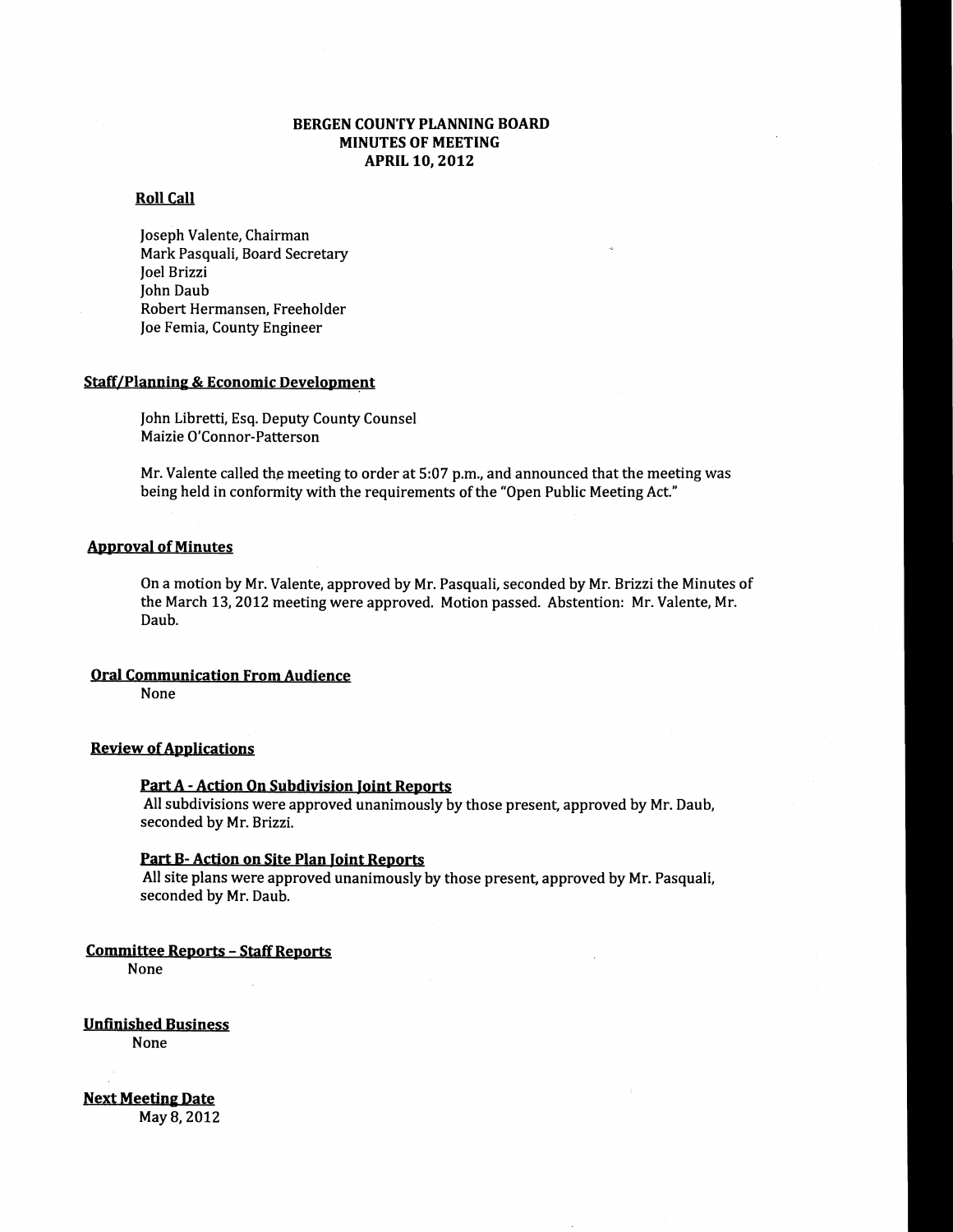# BERGEN COUNTY PLANNING BOARD
## MINUTES OF MEETING
## APRIL 10, 2012

**Roll Call**

Joseph Valente, Chairman
Mark Pasquali, Board Secretary
Joel Brizzi
John Daub
Robert Hermansen, Freeholder
Joe Femia, County Engineer

**Staff/Planning & Economic Development**

John Libretti, Esq. Deputy County Counsel
Maizie O'Connor-Patterson

Mr. Valente called the meeting to order at 5:07 p.m., and announced that the meeting was being held in conformity with the requirements of the "Open Public Meeting Act."

**Approval of Minutes**

On a motion by Mr. Valente, approved by Mr. Pasquali, seconded by Mr. Brizzi the Minutes of the March 13, 2012 meeting were approved. Motion passed. Abstention: Mr. Valente, Mr. Daub.

**Oral Communication From Audience**

None

**Review of Applications**

**Part A - Action On Subdivision Joint Reports**

All subdivisions were approved unanimously by those present, approved by Mr. Daub, seconded by Mr. Brizzi.

**Part B- Action on Site Plan Joint Reports**

All site plans were approved unanimously by those present, approved by Mr. Pasquali, seconded by Mr. Daub.

**Committee Reports – Staff Reports**

None

**Unfinished Business**

None

**Next Meeting Date**

May 8, 2012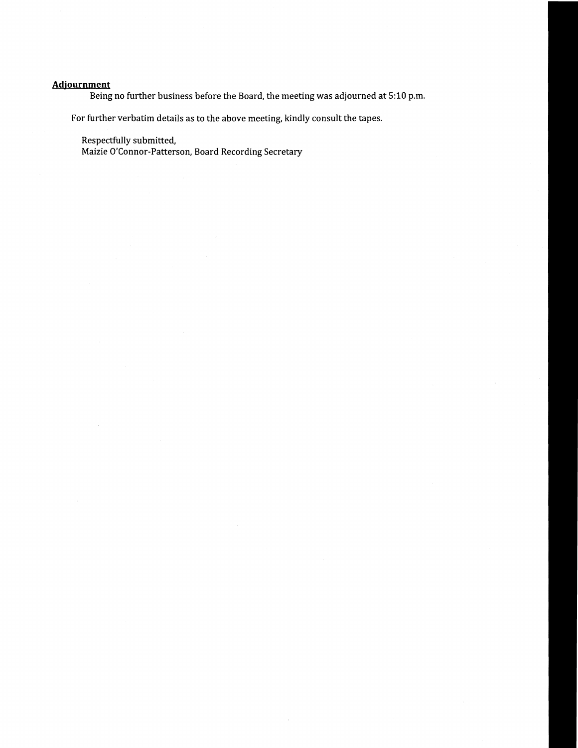**Adjournment**

Being no further business before the Board, the meeting was adjourned at 5:10 p.m.

For further verbatim details as to the above meeting, kindly consult the tapes.

Respectfully submitted,
Maizie O'Connor-Patterson, Board Recording Secretary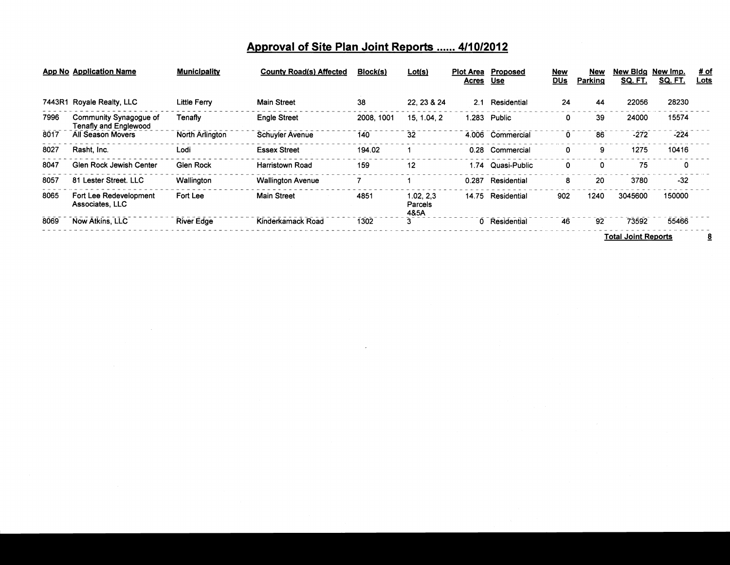# Approval of Site Plan Joint Reports ...... 4/10/2012

| App No | Application Name | Municipality | County Road(s) Affected | Block(s) | Lot(s) | Plot Area Acres | Proposed Use | New DUs | New Parking | New Bldg SQ. FT. | New Imp. SQ. FT. | # of Lots |
|---|---|---|---|---|---|---|---|---|---|---|---|---|
| 7443R1 | Royale Realty, LLC | Little Ferry | Main Street | 38 | 22, 23 & 24 | 2.1 | Residential | 24 | 44 | 22056 | 28230 | |
| 7996 | Community Synagogue of Tenafly and Englewood | Tenafly | Engle Street | 2008, 1001 | 15, 1.04, 2 | 1.283 | Public | 0 | 39 | 24000 | 15574 | |
| 8017 | All Season Movers | North Arlington | Schuyler Avenue | 140 | 32 | 4.006 | Commercial | 0 | 86 | -272 | -224 | |
| 8027 | Rasht, Inc. | Lodi | Essex Street | 194.02 | 1 | 0.28 | Commercial | 0 | 9 | 1275 | 10416 | |
| 8047 | Glen Rock Jewish Center | Glen Rock | Harristown Road | 159 | 12 | 1.74 | Quasi-Public | 0 | 0 | 75 | 0 | |
| 8057 | 81 Lester Street. LLC | Wallington | Wallington Avenue | 7 | 1 | 0.287 | Residential | 8 | 20 | 3780 | -32 | |
| 8065 | Fort Lee Redevelopment Associates, LLC | Fort Lee | Main Street | 4851 | 1.02, 2,3 Parcels 4&5A | 14.75 | Residential | 902 | 1240 | 3045600 | 150000 | |
| 8069 | Now Atkins, LLC | River Edge | Kinderkamack Road | 1302 | 3 | 0 | Residential | 46 | 92 | 73592 | 55466 | |

**Total Joint Reports** **8**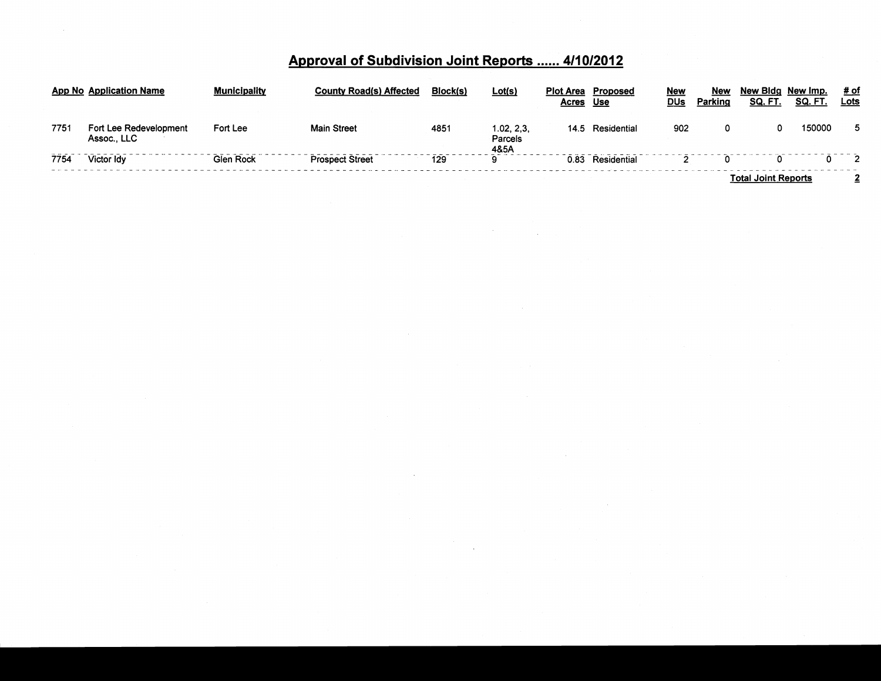# Approval of Subdivision Joint Reports ...... 4/10/2012

| App No | Application Name | Municipality | County Road(s) Affected | Block(s) | Lot(s) | Plot Area Acres | Proposed Use | New DUs | New Parking | New Bldg SQ. FT. | New Imp. SQ. FT. | # of Lots |
|---|---|---|---|---|---|---|---|---|---|---|---|---|
| 7751 | Fort Lee Redevelopment Assoc., LLC | Fort Lee | Main Street | 4851 | 1.02, 2,3, Parcels 4&5A | 14.5 | Residential | 902 | 0 | 0 | 150000 | 5 |
| 7754 | Victor Idy | Glen Rock | Prospect Street | 129 | 9 | 0.83 | Residential | 2 | 0 | 0 | 0 | 2 |
| | | | | | | | | | | **Total Joint Reports** | | **2** |